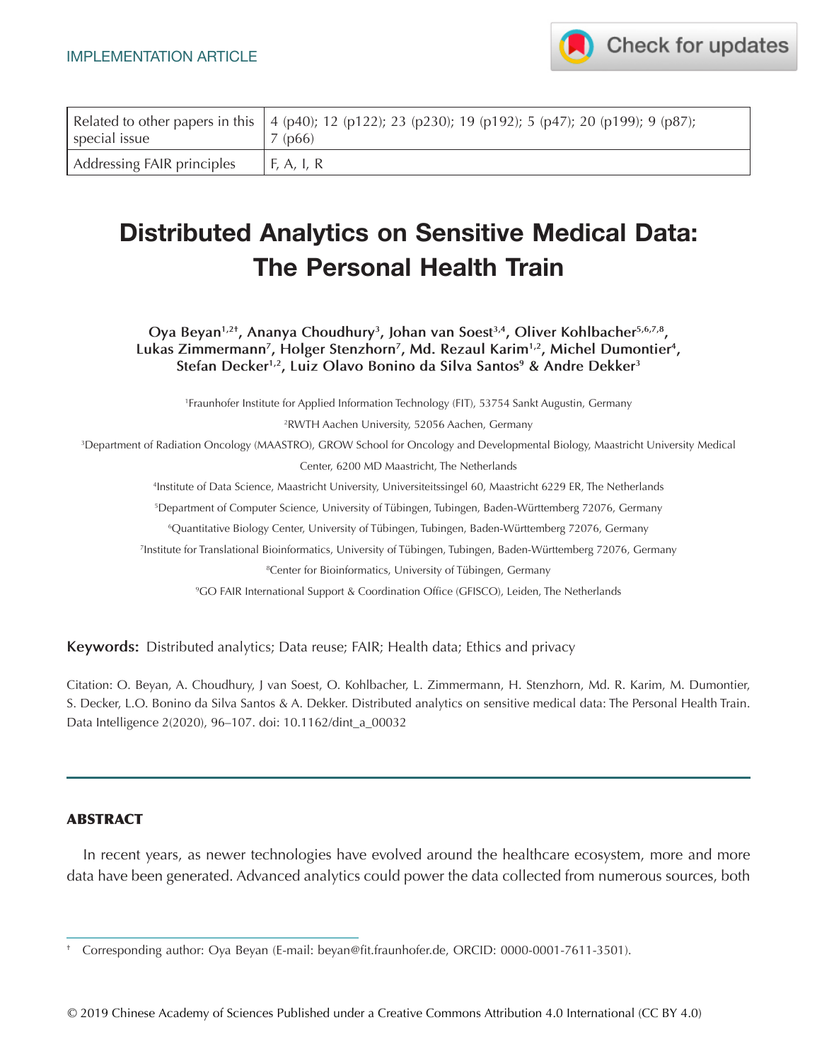IMPLEMENTATION ARTICLE

| | |
|---|---|
| Related to other papers in this special issue | 4 (p40); 12 (p122); 23 (p230); 19 (p192); 5 (p47); 20 (p199); 9 (p87); 7 (p66) |
| Addressing FAIR principles | F, A, I, R |

# Distributed Analytics on Sensitive Medical Data: The Personal Health Train

**Oya Beyan[1,2†], Ananya Choudhury[3], Johan van Soest[3,4], Oliver Kohlbacher[5,6,7,8], Lukas Zimmermann[7], Holger Stenzhorn[7], Md. Rezaul Karim[1,2], Michel Dumontier[4], Stefan Decker[1,2], Luiz Olavo Bonino da Silva Santos[9] & Andre Dekker[3]**

[1]Fraunhofer Institute for Applied Information Technology (FIT), 53754 Sankt Augustin, Germany

[2]RWTH Aachen University, 52056 Aachen, Germany

[3]Department of Radiation Oncology (MAASTRO), GROW School for Oncology and Developmental Biology, Maastricht University Medical Center, 6200 MD Maastricht, The Netherlands

[4]Institute of Data Science, Maastricht University, Universiteitssingel 60, Maastricht 6229 ER, The Netherlands

[5]Department of Computer Science, University of Tübingen, Tubingen, Baden-Württemberg 72076, Germany

[6]Quantitative Biology Center, University of Tübingen, Tubingen, Baden-Württemberg 72076, Germany

[7]Institute for Translational Bioinformatics, University of Tübingen, Tubingen, Baden-Württemberg 72076, Germany

[8]Center for Bioinformatics, University of Tübingen, Germany

[9]GO FAIR International Support & Coordination Office (GFISCO), Leiden, The Netherlands

**Keywords:** Distributed analytics; Data reuse; FAIR; Health data; Ethics and privacy

Citation: O. Beyan, A. Choudhury, J van Soest, O. Kohlbacher, L. Zimmermann, H. Stenzhorn, Md. R. Karim, M. Dumontier, S. Decker, L.O. Bonino da Silva Santos & A. Dekker. Distributed analytics on sensitive medical data: The Personal Health Train. Data Intelligence 2(2020), 96–107. doi: 10.1162/dint_a_00032

## ABSTRACT

In recent years, as newer technologies have evolved around the healthcare ecosystem, more and more data have been generated. Advanced analytics could power the data collected from numerous sources, both

† Corresponding author: Oya Beyan (E-mail: beyan@fit.fraunhofer.de, ORCID: 0000-0001-7611-3501).

© 2019 Chinese Academy of Sciences Published under a Creative Commons Attribution 4.0 International (CC BY 4.0)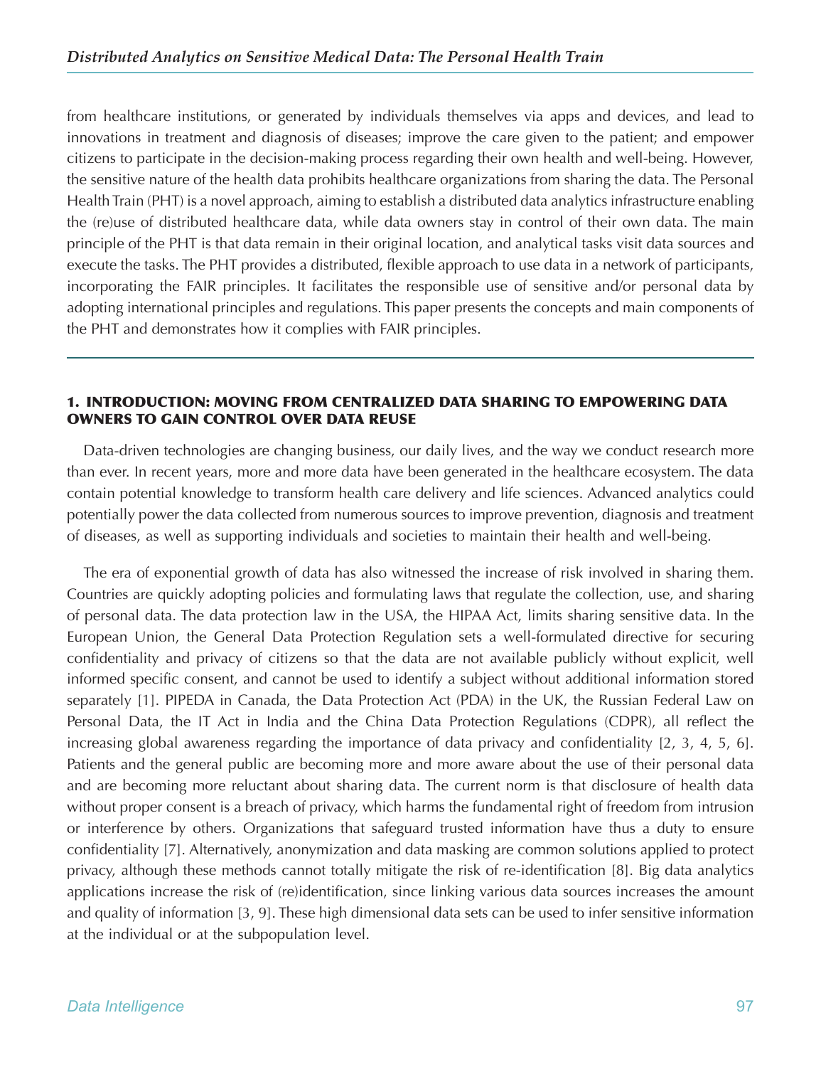from healthcare institutions, or generated by individuals themselves via apps and devices, and lead to innovations in treatment and diagnosis of diseases; improve the care given to the patient; and empower citizens to participate in the decision-making process regarding their own health and well-being. However, the sensitive nature of the health data prohibits healthcare organizations from sharing the data. The Personal Health Train (PHT) is a novel approach, aiming to establish a distributed data analytics infrastructure enabling the (re)use of distributed healthcare data, while data owners stay in control of their own data. The main principle of the PHT is that data remain in their original location, and analytical tasks visit data sources and execute the tasks. The PHT provides a distributed, flexible approach to use data in a network of participants, incorporating the FAIR principles. It facilitates the responsible use of sensitive and/or personal data by adopting international principles and regulations. This paper presents the concepts and main components of the PHT and demonstrates how it complies with FAIR principles.

## 1. INTRODUCTION: MOVING FROM CENTRALIZED DATA SHARING TO EMPOWERING DATA OWNERS TO GAIN CONTROL OVER DATA REUSE

Data-driven technologies are changing business, our daily lives, and the way we conduct research more than ever. In recent years, more and more data have been generated in the healthcare ecosystem. The data contain potential knowledge to transform health care delivery and life sciences. Advanced analytics could potentially power the data collected from numerous sources to improve prevention, diagnosis and treatment of diseases, as well as supporting individuals and societies to maintain their health and well-being.

The era of exponential growth of data has also witnessed the increase of risk involved in sharing them. Countries are quickly adopting policies and formulating laws that regulate the collection, use, and sharing of personal data. The data protection law in the USA, the HIPAA Act, limits sharing sensitive data. In the European Union, the General Data Protection Regulation sets a well-formulated directive for securing confidentiality and privacy of citizens so that the data are not available publicly without explicit, well informed specific consent, and cannot be used to identify a subject without additional information stored separately [1]. PIPEDA in Canada, the Data Protection Act (PDA) in the UK, the Russian Federal Law on Personal Data, the IT Act in India and the China Data Protection Regulations (CDPR), all reflect the increasing global awareness regarding the importance of data privacy and confidentiality [2, 3, 4, 5, 6]. Patients and the general public are becoming more and more aware about the use of their personal data and are becoming more reluctant about sharing data. The current norm is that disclosure of health data without proper consent is a breach of privacy, which harms the fundamental right of freedom from intrusion or interference by others. Organizations that safeguard trusted information have thus a duty to ensure confidentiality [7]. Alternatively, anonymization and data masking are common solutions applied to protect privacy, although these methods cannot totally mitigate the risk of re-identification [8]. Big data analytics applications increase the risk of (re)identification, since linking various data sources increases the amount and quality of information [3, 9]. These high dimensional data sets can be used to infer sensitive information at the individual or at the subpopulation level.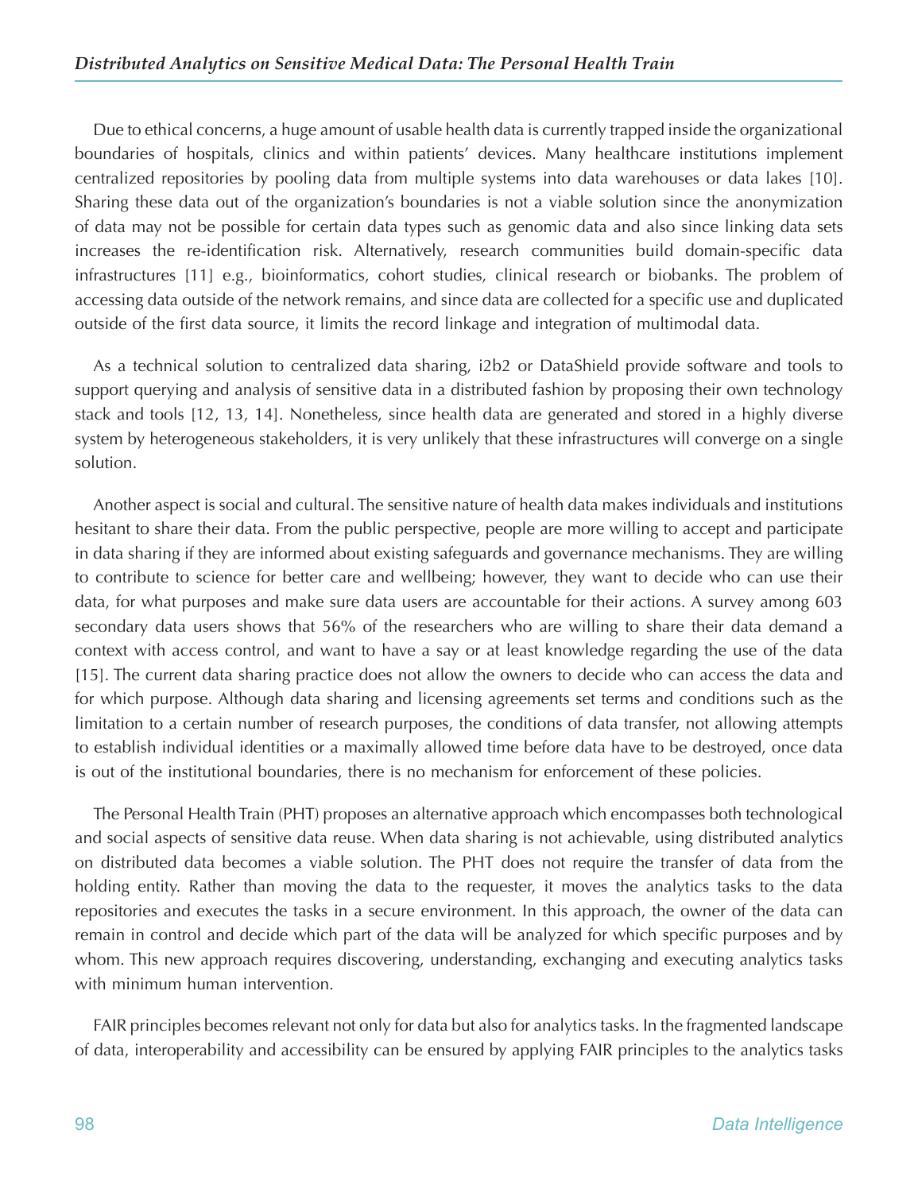Due to ethical concerns, a huge amount of usable health data is currently trapped inside the organizational boundaries of hospitals, clinics and within patients' devices. Many healthcare institutions implement centralized repositories by pooling data from multiple systems into data warehouses or data lakes [10]. Sharing these data out of the organization's boundaries is not a viable solution since the anonymization of data may not be possible for certain data types such as genomic data and also since linking data sets increases the re-identification risk. Alternatively, research communities build domain-specific data infrastructures [11] e.g., bioinformatics, cohort studies, clinical research or biobanks. The problem of accessing data outside of the network remains, and since data are collected for a specific use and duplicated outside of the first data source, it limits the record linkage and integration of multimodal data.

As a technical solution to centralized data sharing, i2b2 or DataShield provide software and tools to support querying and analysis of sensitive data in a distributed fashion by proposing their own technology stack and tools [12, 13, 14]. Nonetheless, since health data are generated and stored in a highly diverse system by heterogeneous stakeholders, it is very unlikely that these infrastructures will converge on a single solution.

Another aspect is social and cultural. The sensitive nature of health data makes individuals and institutions hesitant to share their data. From the public perspective, people are more willing to accept and participate in data sharing if they are informed about existing safeguards and governance mechanisms. They are willing to contribute to science for better care and wellbeing; however, they want to decide who can use their data, for what purposes and make sure data users are accountable for their actions. A survey among 603 secondary data users shows that 56% of the researchers who are willing to share their data demand a context with access control, and want to have a say or at least knowledge regarding the use of the data [15]. The current data sharing practice does not allow the owners to decide who can access the data and for which purpose. Although data sharing and licensing agreements set terms and conditions such as the limitation to a certain number of research purposes, the conditions of data transfer, not allowing attempts to establish individual identities or a maximally allowed time before data have to be destroyed, once data is out of the institutional boundaries, there is no mechanism for enforcement of these policies.

The Personal Health Train (PHT) proposes an alternative approach which encompasses both technological and social aspects of sensitive data reuse. When data sharing is not achievable, using distributed analytics on distributed data becomes a viable solution. The PHT does not require the transfer of data from the holding entity. Rather than moving the data to the requester, it moves the analytics tasks to the data repositories and executes the tasks in a secure environment. In this approach, the owner of the data can remain in control and decide which part of the data will be analyzed for which specific purposes and by whom. This new approach requires discovering, understanding, exchanging and executing analytics tasks with minimum human intervention.

FAIR principles becomes relevant not only for data but also for analytics tasks. In the fragmented landscape of data, interoperability and accessibility can be ensured by applying FAIR principles to the analytics tasks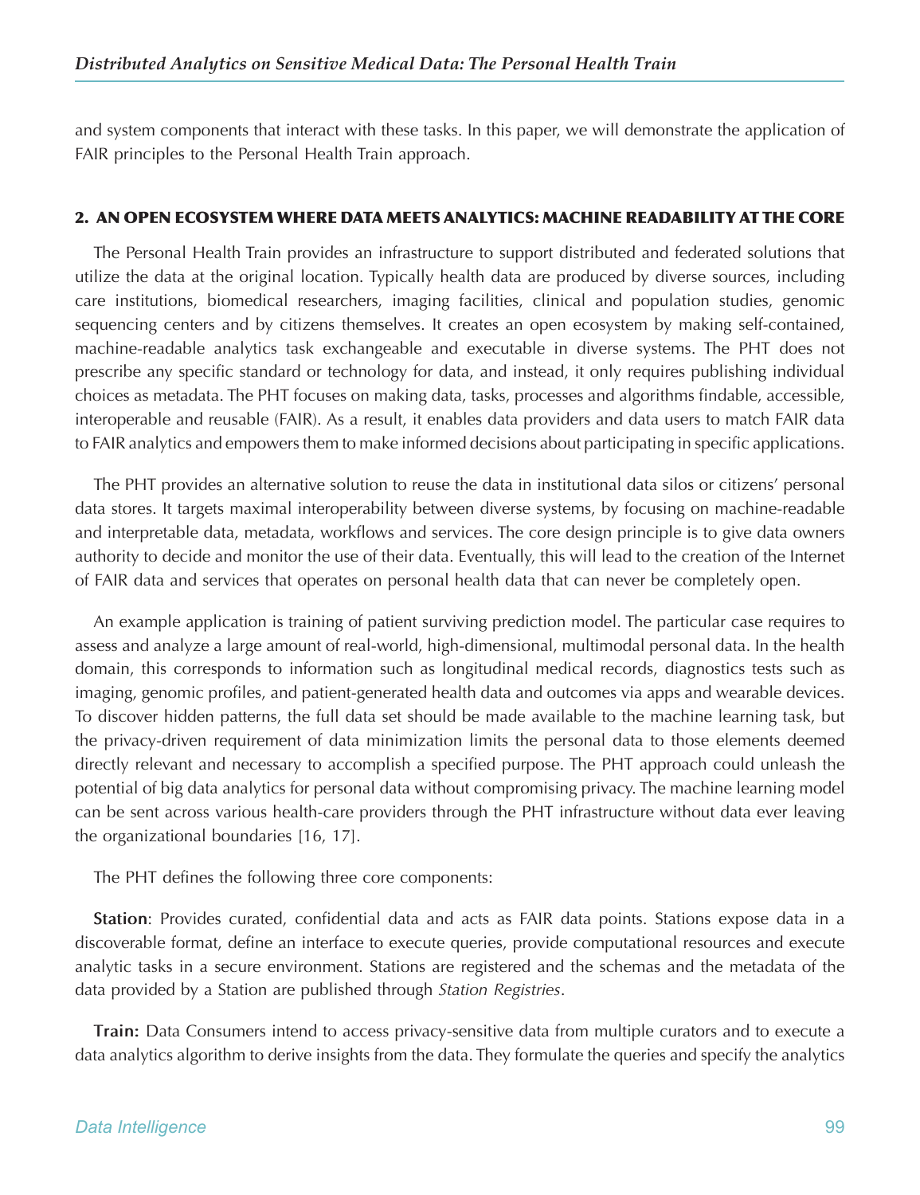and system components that interact with these tasks. In this paper, we will demonstrate the application of FAIR principles to the Personal Health Train approach.

## 2. AN OPEN ECOSYSTEM WHERE DATA MEETS ANALYTICS: MACHINE READABILITY AT THE CORE

The Personal Health Train provides an infrastructure to support distributed and federated solutions that utilize the data at the original location. Typically health data are produced by diverse sources, including care institutions, biomedical researchers, imaging facilities, clinical and population studies, genomic sequencing centers and by citizens themselves. It creates an open ecosystem by making self-contained, machine-readable analytics task exchangeable and executable in diverse systems. The PHT does not prescribe any specific standard or technology for data, and instead, it only requires publishing individual choices as metadata. The PHT focuses on making data, tasks, processes and algorithms findable, accessible, interoperable and reusable (FAIR). As a result, it enables data providers and data users to match FAIR data to FAIR analytics and empowers them to make informed decisions about participating in specific applications.

The PHT provides an alternative solution to reuse the data in institutional data silos or citizens' personal data stores. It targets maximal interoperability between diverse systems, by focusing on machine-readable and interpretable data, metadata, workflows and services. The core design principle is to give data owners authority to decide and monitor the use of their data. Eventually, this will lead to the creation of the Internet of FAIR data and services that operates on personal health data that can never be completely open.

An example application is training of patient surviving prediction model. The particular case requires to assess and analyze a large amount of real-world, high-dimensional, multimodal personal data. In the health domain, this corresponds to information such as longitudinal medical records, diagnostics tests such as imaging, genomic profiles, and patient-generated health data and outcomes via apps and wearable devices. To discover hidden patterns, the full data set should be made available to the machine learning task, but the privacy-driven requirement of data minimization limits the personal data to those elements deemed directly relevant and necessary to accomplish a specified purpose. The PHT approach could unleash the potential of big data analytics for personal data without compromising privacy. The machine learning model can be sent across various health-care providers through the PHT infrastructure without data ever leaving the organizational boundaries [16, 17].

The PHT defines the following three core components:

**Station**: Provides curated, confidential data and acts as FAIR data points. Stations expose data in a discoverable format, define an interface to execute queries, provide computational resources and execute analytic tasks in a secure environment. Stations are registered and the schemas and the metadata of the data provided by a Station are published through *Station Registries*.

**Train:** Data Consumers intend to access privacy-sensitive data from multiple curators and to execute a data analytics algorithm to derive insights from the data. They formulate the queries and specify the analytics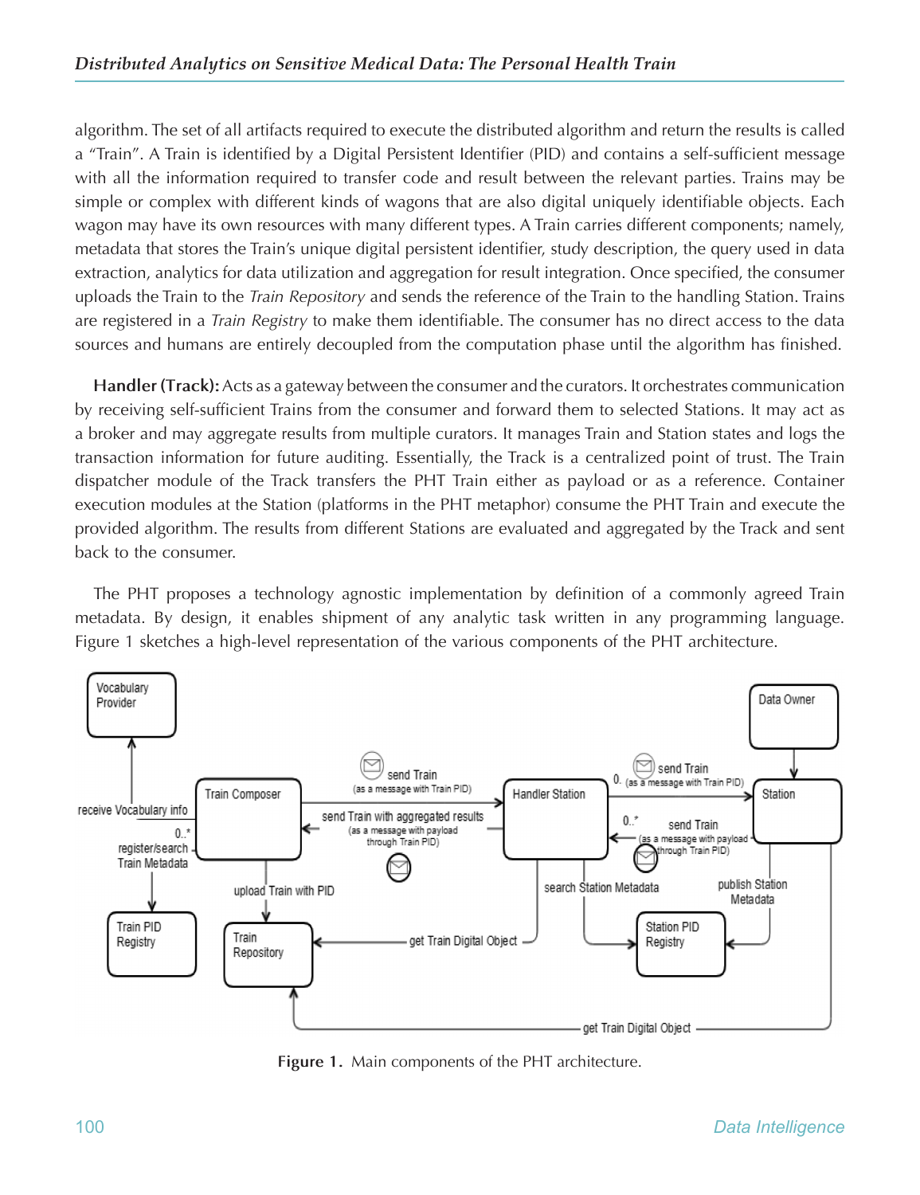algorithm. The set of all artifacts required to execute the distributed algorithm and return the results is called a "Train". A Train is identified by a Digital Persistent Identifier (PID) and contains a self-sufficient message with all the information required to transfer code and result between the relevant parties. Trains may be simple or complex with different kinds of wagons that are also digital uniquely identifiable objects. Each wagon may have its own resources with many different types. A Train carries different components; namely, metadata that stores the Train's unique digital persistent identifier, study description, the query used in data extraction, analytics for data utilization and aggregation for result integration. Once specified, the consumer uploads the Train to the *Train Repository* and sends the reference of the Train to the handling Station. Trains are registered in a *Train Registry* to make them identifiable. The consumer has no direct access to the data sources and humans are entirely decoupled from the computation phase until the algorithm has finished.

**Handler (Track):** Acts as a gateway between the consumer and the curators. It orchestrates communication by receiving self-sufficient Trains from the consumer and forward them to selected Stations. It may act as a broker and may aggregate results from multiple curators. It manages Train and Station states and logs the transaction information for future auditing. Essentially, the Track is a centralized point of trust. The Train dispatcher module of the Track transfers the PHT Train either as payload or as a reference. Container execution modules at the Station (platforms in the PHT metaphor) consume the PHT Train and execute the provided algorithm. The results from different Stations are evaluated and aggregated by the Track and sent back to the consumer.

The PHT proposes a technology agnostic implementation by definition of a commonly agreed Train metadata. By design, it enables shipment of any analytic task written in any programming language. Figure 1 sketches a high-level representation of the various components of the PHT architecture.

Vocabulary Provider
Data Owner
Train Composer
Handler Station
Station
Train PID Registry
Train Repository
Station PID Registry
receive Vocabulary info
0..*
register/search Train Metadata
send Train (as a message with Train PID)
send Train with aggregated results (as a message with payload through Train PID)
0. send Train (as a message with Train PID)
0..* send Train (as a message with payload through Train PID)
upload Train with PID
search Station Metadata
publish Station Metadata
get Train Digital Object
get Train Digital Object

**Figure 1.** Main components of the PHT architecture.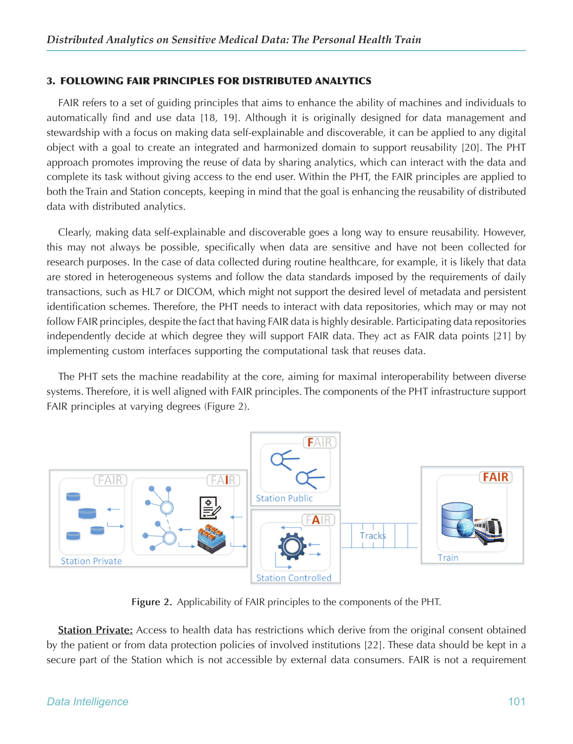## 3. FOLLOWING FAIR PRINCIPLES FOR DISTRIBUTED ANALYTICS

FAIR refers to a set of guiding principles that aims to enhance the ability of machines and individuals to automatically find and use data [18, 19]. Although it is originally designed for data management and stewardship with a focus on making data self-explainable and discoverable, it can be applied to any digital object with a goal to create an integrated and harmonized domain to support reusability [20]. The PHT approach promotes improving the reuse of data by sharing analytics, which can interact with the data and complete its task without giving access to the end user. Within the PHT, the FAIR principles are applied to both the Train and Station concepts, keeping in mind that the goal is enhancing the reusability of distributed data with distributed analytics.

Clearly, making data self-explainable and discoverable goes a long way to ensure reusability. However, this may not always be possible, specifically when data are sensitive and have not been collected for research purposes. In the case of data collected during routine healthcare, for example, it is likely that data are stored in heterogeneous systems and follow the data standards imposed by the requirements of daily transactions, such as HL7 or DICOM, which might not support the desired level of metadata and persistent identification schemes. Therefore, the PHT needs to interact with data repositories, which may or may not follow FAIR principles, despite the fact that having FAIR data is highly desirable. Participating data repositories independently decide at which degree they will support FAIR data. They act as FAIR data points [21] by implementing custom interfaces supporting the computational task that reuses data.

The PHT sets the machine readability at the core, aiming for maximal interoperability between diverse systems. Therefore, it is well aligned with FAIR principles. The components of the PHT infrastructure support FAIR principles at varying degrees (Figure 2).

FAIR
FAIR
FAIR
FAIR
FAIR
Station Public
Station Private
Station Controlled
Tracks
Train

**Figure 2.** Applicability of FAIR principles to the components of the PHT.

**Station Private:** Access to health data has restrictions which derive from the original consent obtained by the patient or from data protection policies of involved institutions [22]. These data should be kept in a secure part of the Station which is not accessible by external data consumers. FAIR is not a requirement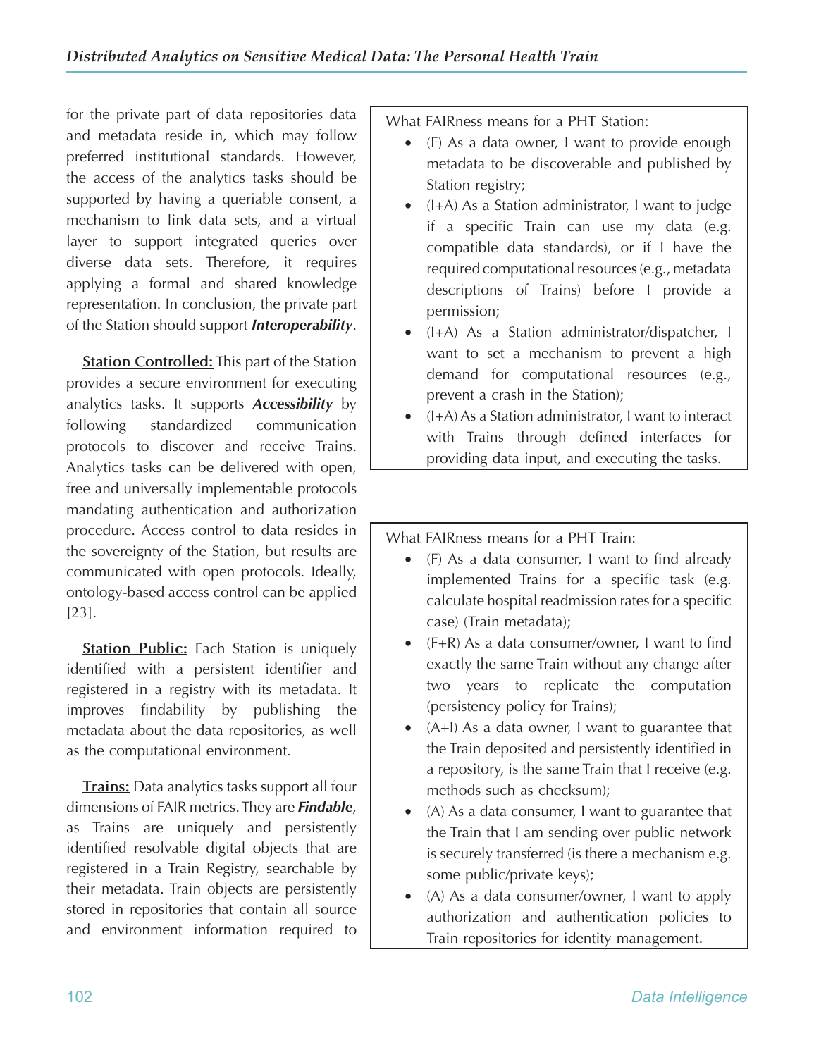for the private part of data repositories data and metadata reside in, which may follow preferred institutional standards. However, the access of the analytics tasks should be supported by having a queriable consent, a mechanism to link data sets, and a virtual layer to support integrated queries over diverse data sets. Therefore, it requires applying a formal and shared knowledge representation. In conclusion, the private part of the Station should support ***Interoperability***.

**Station Controlled:** This part of the Station provides a secure environment for executing analytics tasks. It supports ***Accessibility*** by following standardized communication protocols to discover and receive Trains. Analytics tasks can be delivered with open, free and universally implementable protocols mandating authentication and authorization procedure. Access control to data resides in the sovereignty of the Station, but results are communicated with open protocols. Ideally, ontology-based access control can be applied [23].

**Station Public:** Each Station is uniquely identified with a persistent identifier and registered in a registry with its metadata. It improves findability by publishing the metadata about the data repositories, as well as the computational environment.

**Trains:** Data analytics tasks support all four dimensions of FAIR metrics. They are ***Findable***, as Trains are uniquely and persistently identified resolvable digital objects that are registered in a Train Registry, searchable by their metadata. Train objects are persistently stored in repositories that contain all source and environment information required to

What FAIRness means for a PHT Station:

- (F) As a data owner, I want to provide enough metadata to be discoverable and published by Station registry;
- (I+A) As a Station administrator, I want to judge if a specific Train can use my data (e.g. compatible data standards), or if I have the required computational resources (e.g., metadata descriptions of Trains) before I provide a permission;
- (I+A) As a Station administrator/dispatcher, I want to set a mechanism to prevent a high demand for computational resources (e.g., prevent a crash in the Station);
- (I+A) As a Station administrator, I want to interact with Trains through defined interfaces for providing data input, and executing the tasks.

What FAIRness means for a PHT Train:

- (F) As a data consumer, I want to find already implemented Trains for a specific task (e.g. calculate hospital readmission rates for a specific case) (Train metadata);
- (F+R) As a data consumer/owner, I want to find exactly the same Train without any change after two years to replicate the computation (persistency policy for Trains);
- (A+I) As a data owner, I want to guarantee that the Train deposited and persistently identified in a repository, is the same Train that I receive (e.g. methods such as checksum);
- (A) As a data consumer, I want to guarantee that the Train that I am sending over public network is securely transferred (is there a mechanism e.g. some public/private keys);
- (A) As a data consumer/owner, I want to apply authorization and authentication policies to Train repositories for identity management.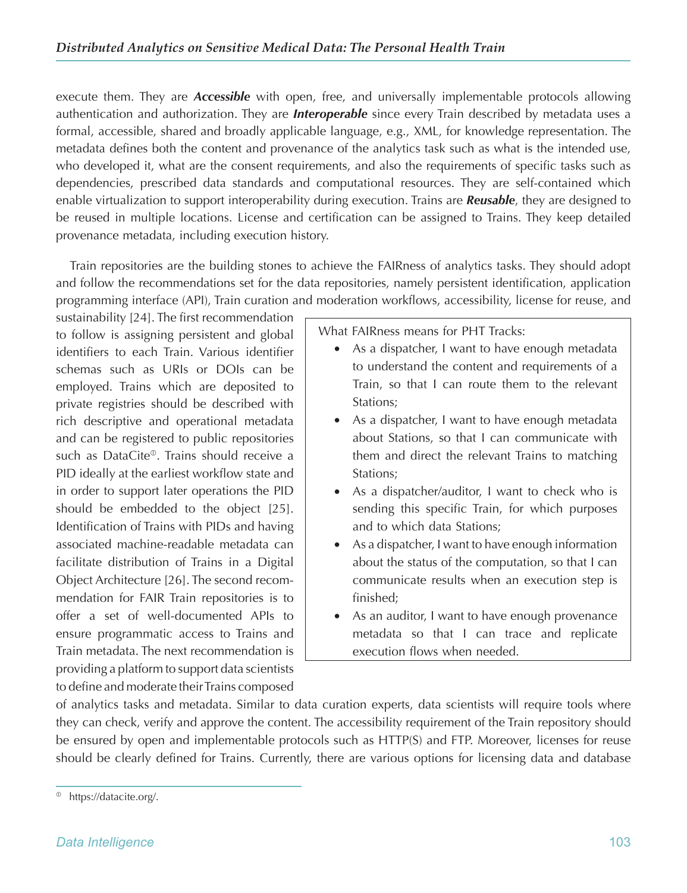execute them. They are ***Accessible*** with open, free, and universally implementable protocols allowing authentication and authorization. They are ***Interoperable*** since every Train described by metadata uses a formal, accessible, shared and broadly applicable language, e.g., XML, for knowledge representation. The metadata defines both the content and provenance of the analytics task such as what is the intended use, who developed it, what are the consent requirements, and also the requirements of specific tasks such as dependencies, prescribed data standards and computational resources. They are self-contained which enable virtualization to support interoperability during execution. Trains are ***Reusable***, they are designed to be reused in multiple locations. License and certification can be assigned to Trains. They keep detailed provenance metadata, including execution history.

Train repositories are the building stones to achieve the FAIRness of analytics tasks. They should adopt and follow the recommendations set for the data repositories, namely persistent identification, application programming interface (API), Train curation and moderation workflows, accessibility, license for reuse, and sustainability [24]. The first recommendation to follow is assigning persistent and global identifiers to each Train. Various identifier schemas such as URIs or DOIs can be employed. Trains which are deposited to private registries should be described with rich descriptive and operational metadata and can be registered to public repositories such as DataCite[①]. Trains should receive a PID ideally at the earliest workflow state and in order to support later operations the PID should be embedded to the object [25]. Identification of Trains with PIDs and having associated machine-readable metadata can facilitate distribution of Trains in a Digital Object Architecture [26]. The second recommendation for FAIR Train repositories is to offer a set of well-documented APIs to ensure programmatic access to Trains and Train metadata. The next recommendation is providing a platform to support data scientists to define and moderate their Trains composed of analytics tasks and metadata. Similar to data curation experts, data scientists will require tools where they can check, verify and approve the content. The accessibility requirement of the Train repository should be ensured by open and implementable protocols such as HTTP(S) and FTP. Moreover, licenses for reuse should be clearly defined for Trains. Currently, there are various options for licensing data and database

> What FAIRness means for PHT Tracks:
>
> - As a dispatcher, I want to have enough metadata to understand the content and requirements of a Train, so that I can route them to the relevant Stations;
> - As a dispatcher, I want to have enough metadata about Stations, so that I can communicate with them and direct the relevant Trains to matching Stations;
> - As a dispatcher/auditor, I want to check who is sending this specific Train, for which purposes and to which data Stations;
> - As a dispatcher, I want to have enough information about the status of the computation, so that I can communicate results when an execution step is finished;
> - As an auditor, I want to have enough provenance metadata so that I can trace and replicate execution flows when needed.

① https://datacite.org/.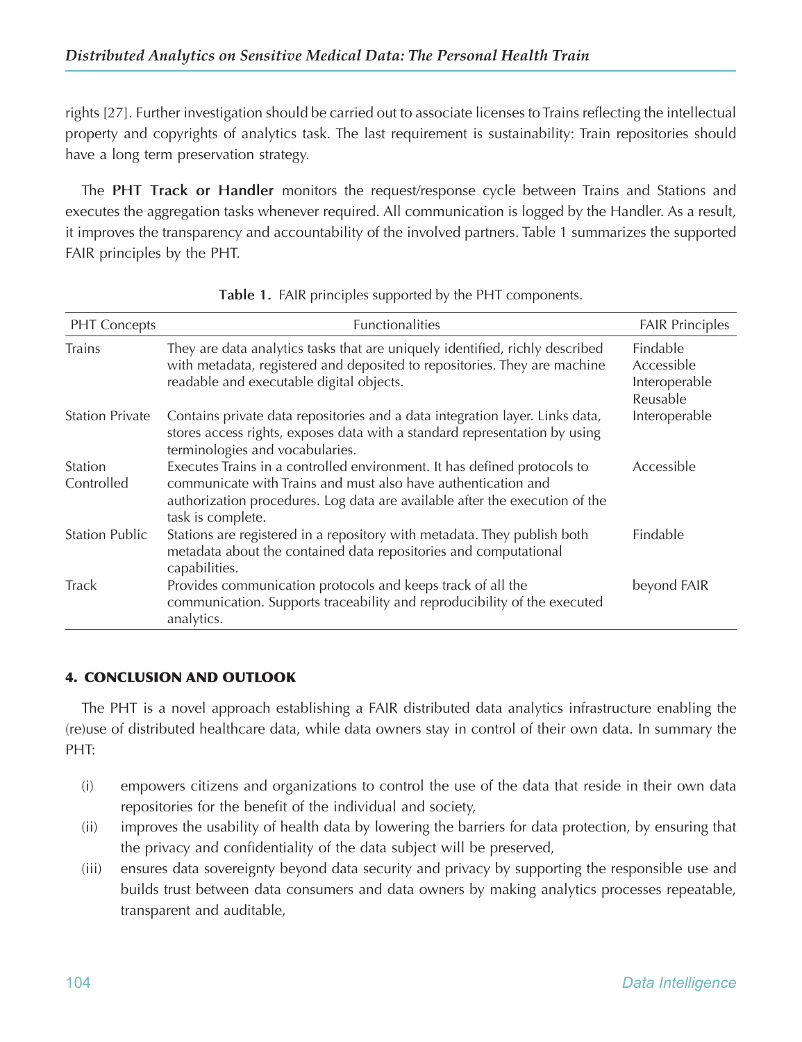rights [27]. Further investigation should be carried out to associate licenses to Trains reflecting the intellectual property and copyrights of analytics task. The last requirement is sustainability: Train repositories should have a long term preservation strategy.

The **PHT Track or Handler** monitors the request/response cycle between Trains and Stations and executes the aggregation tasks whenever required. All communication is logged by the Handler. As a result, it improves the transparency and accountability of the involved partners. Table 1 summarizes the supported FAIR principles by the PHT.

**Table 1.** FAIR principles supported by the PHT components.

| PHT Concepts | Functionalities | FAIR Principles |
| --- | --- | --- |
| Trains | They are data analytics tasks that are uniquely identified, richly described with metadata, registered and deposited to repositories. They are machine readable and executable digital objects. | Findable<br>Accessible<br>Interoperable<br>Reusable |
| Station Private | Contains private data repositories and a data integration layer. Links data, stores access rights, exposes data with a standard representation by using terminologies and vocabularies. | Interoperable |
| Station Controlled | Executes Trains in a controlled environment. It has defined protocols to communicate with Trains and must also have authentication and authorization procedures. Log data are available after the execution of the task is complete. | Accessible |
| Station Public | Stations are registered in a repository with metadata. They publish both metadata about the contained data repositories and computational capabilities. | Findable |
| Track | Provides communication protocols and keeps track of all the communication. Supports traceability and reproducibility of the executed analytics. | beyond FAIR |

## 4. CONCLUSION AND OUTLOOK

The PHT is a novel approach establishing a FAIR distributed data analytics infrastructure enabling the (re)use of distributed healthcare data, while data owners stay in control of their own data. In summary the PHT:

(i) empowers citizens and organizations to control the use of the data that reside in their own data repositories for the benefit of the individual and society,

(ii) improves the usability of health data by lowering the barriers for data protection, by ensuring that the privacy and confidentiality of the data subject will be preserved,

(iii) ensures data sovereignty beyond data security and privacy by supporting the responsible use and builds trust between data consumers and data owners by making analytics processes repeatable, transparent and auditable,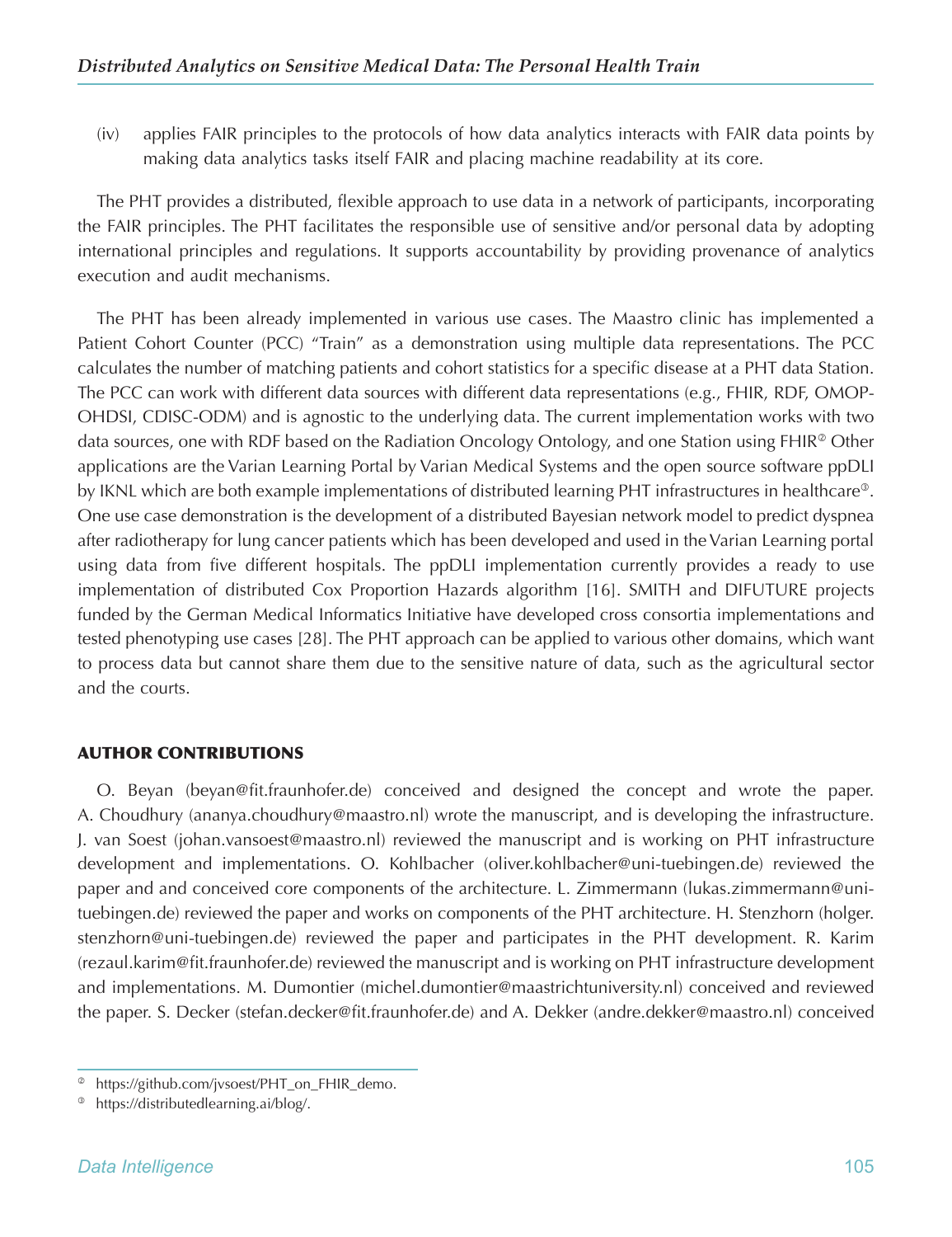(iv) applies FAIR principles to the protocols of how data analytics interacts with FAIR data points by making data analytics tasks itself FAIR and placing machine readability at its core.

The PHT provides a distributed, flexible approach to use data in a network of participants, incorporating the FAIR principles. The PHT facilitates the responsible use of sensitive and/or personal data by adopting international principles and regulations. It supports accountability by providing provenance of analytics execution and audit mechanisms.

The PHT has been already implemented in various use cases. The Maastro clinic has implemented a Patient Cohort Counter (PCC) "Train" as a demonstration using multiple data representations. The PCC calculates the number of matching patients and cohort statistics for a specific disease at a PHT data Station. The PCC can work with different data sources with different data representations (e.g., FHIR, RDF, OMOP-OHDSI, CDISC-ODM) and is agnostic to the underlying data. The current implementation works with two data sources, one with RDF based on the Radiation Oncology Ontology, and one Station using FHIR[②] Other applications are the Varian Learning Portal by Varian Medical Systems and the open source software ppDLI by IKNL which are both example implementations of distributed learning PHT infrastructures in healthcare[③]. One use case demonstration is the development of a distributed Bayesian network model to predict dyspnea after radiotherapy for lung cancer patients which has been developed and used in the Varian Learning portal using data from five different hospitals. The ppDLI implementation currently provides a ready to use implementation of distributed Cox Proportion Hazards algorithm [16]. SMITH and DIFUTURE projects funded by the German Medical Informatics Initiative have developed cross consortia implementations and tested phenotyping use cases [28]. The PHT approach can be applied to various other domains, which want to process data but cannot share them due to the sensitive nature of data, such as the agricultural sector and the courts.

## AUTHOR CONTRIBUTIONS

O. Beyan (beyan@fit.fraunhofer.de) conceived and designed the concept and wrote the paper. A. Choudhury (ananya.choudhury@maastro.nl) wrote the manuscript, and is developing the infrastructure. J. van Soest (johan.vansoest@maastro.nl) reviewed the manuscript and is working on PHT infrastructure development and implementations. O. Kohlbacher (oliver.kohlbacher@uni-tuebingen.de) reviewed the paper and and conceived core components of the architecture. L. Zimmermann (lukas.zimmermann@uni-tuebingen.de) reviewed the paper and works on components of the PHT architecture. H. Stenzhorn (holger.stenzhorn@uni-tuebingen.de) reviewed the paper and participates in the PHT development. R. Karim (rezaul.karim@fit.fraunhofer.de) reviewed the manuscript and is working on PHT infrastructure development and implementations. M. Dumontier (michel.dumontier@maastrichtuniversity.nl) conceived and reviewed the paper. S. Decker (stefan.decker@fit.fraunhofer.de) and A. Dekker (andre.dekker@maastro.nl) conceived

---

② https://github.com/jvsoest/PHT_on_FHIR_demo.

③ https://distributedlearning.ai/blog/.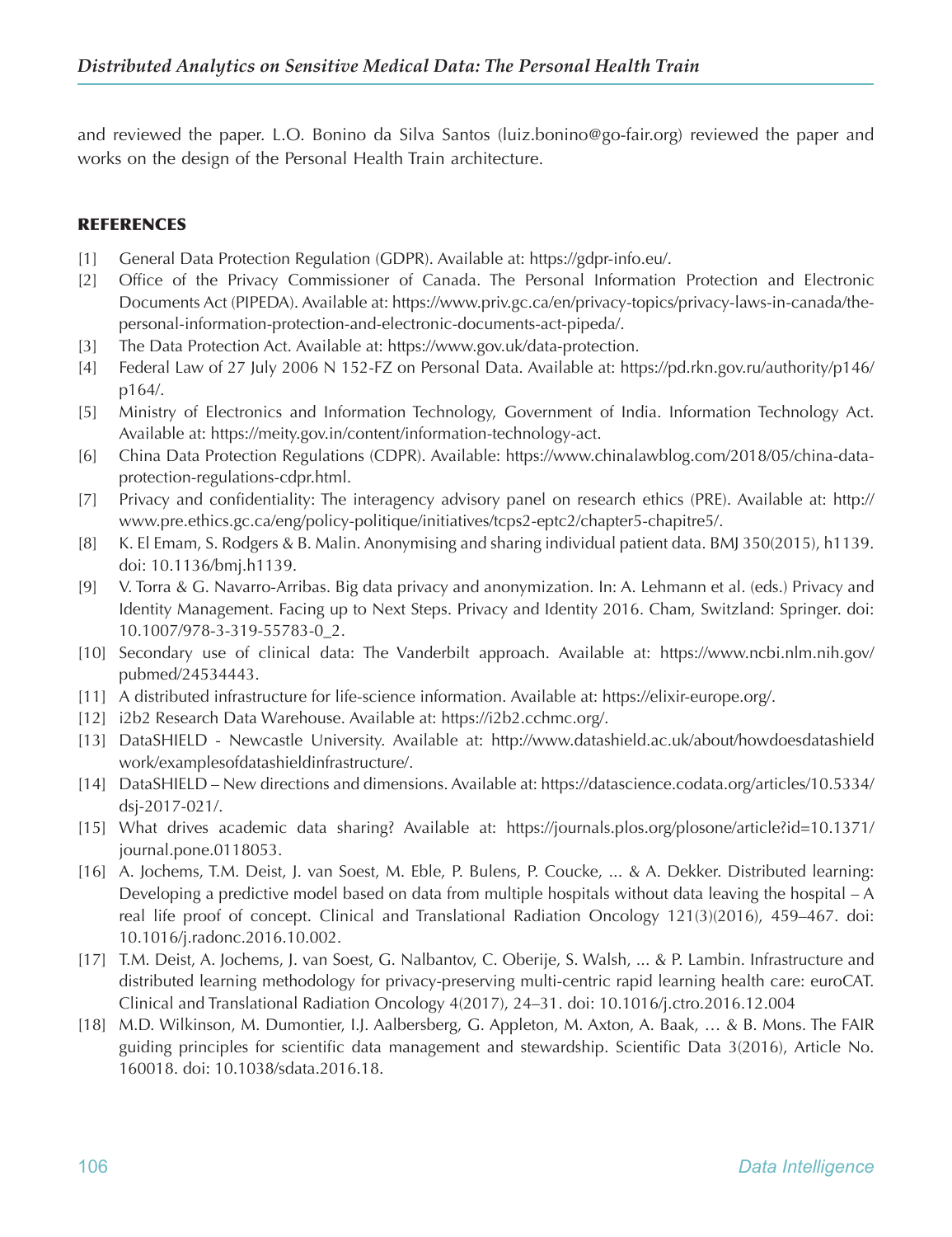and reviewed the paper. L.O. Bonino da Silva Santos (luiz.bonino@go-fair.org) reviewed the paper and works on the design of the Personal Health Train architecture.

## REFERENCES

[1] General Data Protection Regulation (GDPR). Available at: https://gdpr-info.eu/.

[2] Office of the Privacy Commissioner of Canada. The Personal Information Protection and Electronic Documents Act (PIPEDA). Available at: https://www.priv.gc.ca/en/privacy-topics/privacy-laws-in-canada/the-personal-information-protection-and-electronic-documents-act-pipeda/.

[3] The Data Protection Act. Available at: https://www.gov.uk/data-protection.

[4] Federal Law of 27 July 2006 N 152-FZ on Personal Data. Available at: https://pd.rkn.gov.ru/authority/p146/p164/.

[5] Ministry of Electronics and Information Technology, Government of India. Information Technology Act. Available at: https://meity.gov.in/content/information-technology-act.

[6] China Data Protection Regulations (CDPR). Available: https://www.chinalawblog.com/2018/05/china-data-protection-regulations-cdpr.html.

[7] Privacy and confidentiality: The interagency advisory panel on research ethics (PRE). Available at: http://www.pre.ethics.gc.ca/eng/policy-politique/initiatives/tcps2-eptc2/chapter5-chapitre5/.

[8] K. El Emam, S. Rodgers & B. Malin. Anonymising and sharing individual patient data. BMJ 350(2015), h1139. doi: 10.1136/bmj.h1139.

[9] V. Torra & G. Navarro-Arribas. Big data privacy and anonymization. In: A. Lehmann et al. (eds.) Privacy and Identity Management. Facing up to Next Steps. Privacy and Identity 2016. Cham, Switzerland: Springer. doi: 10.1007/978-3-319-55783-0_2.

[10] Secondary use of clinical data: The Vanderbilt approach. Available at: https://www.ncbi.nlm.nih.gov/pubmed/24534443.

[11] A distributed infrastructure for life-science information. Available at: https://elixir-europe.org/.

[12] i2b2 Research Data Warehouse. Available at: https://i2b2.cchmc.org/.

[13] DataSHIELD - Newcastle University. Available at: http://www.datashield.ac.uk/about/howdoesdatashieldwork/examplesofdatashieldinfrastructure/.

[14] DataSHIELD – New directions and dimensions. Available at: https://datascience.codata.org/articles/10.5334/dsj-2017-021/.

[15] What drives academic data sharing? Available at: https://journals.plos.org/plosone/article?id=10.1371/journal.pone.0118053.

[16] A. Jochems, T.M. Deist, J. van Soest, M. Eble, P. Bulens, P. Coucke, ... & A. Dekker. Distributed learning: Developing a predictive model based on data from multiple hospitals without data leaving the hospital – A real life proof of concept. Clinical and Translational Radiation Oncology 121(3)(2016), 459–467. doi: 10.1016/j.radonc.2016.10.002.

[17] T.M. Deist, A. Jochems, J. van Soest, G. Nalbantov, C. Oberije, S. Walsh, ... & P. Lambin. Infrastructure and distributed learning methodology for privacy-preserving multi-centric rapid learning health care: euroCAT. Clinical and Translational Radiation Oncology 4(2017), 24–31. doi: 10.1016/j.ctro.2016.12.004

[18] M.D. Wilkinson, M. Dumontier, I.J. Aalbersberg, G. Appleton, M. Axton, A. Baak, … & B. Mons. The FAIR guiding principles for scientific data management and stewardship. Scientific Data 3(2016), Article No. 160018. doi: 10.1038/sdata.2016.18.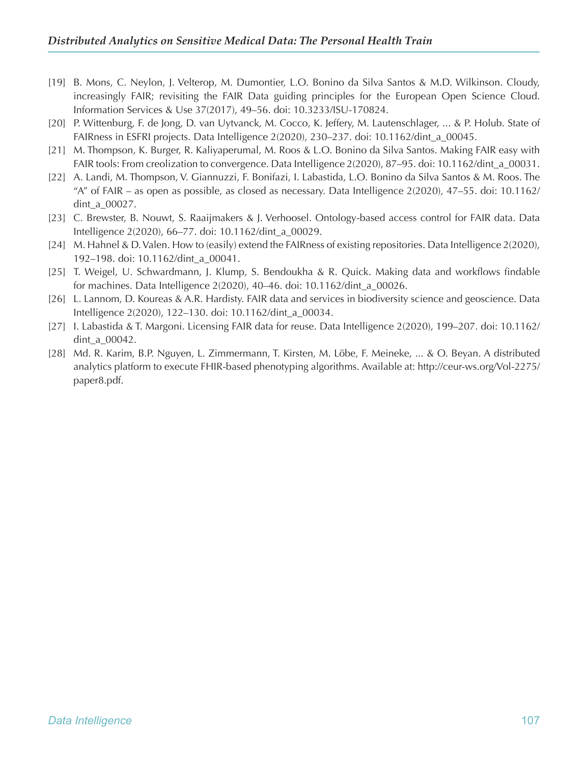[19] B. Mons, C. Neylon, J. Velterop, M. Dumontier, L.O. Bonino da Silva Santos & M.D. Wilkinson. Cloudy, increasingly FAIR; revisiting the FAIR Data guiding principles for the European Open Science Cloud. Information Services & Use 37(2017), 49–56. doi: 10.3233/ISU-170824.

[20] P. Wittenburg, F. de Jong, D. van Uytvanck, M. Cocco, K. Jeffery, M. Lautenschlager, ... & P. Holub. State of FAIRness in ESFRI projects. Data Intelligence 2(2020), 230–237. doi: 10.1162/dint_a_00045.

[21] M. Thompson, K. Burger, R. Kaliyaperumal, M. Roos & L.O. Bonino da Silva Santos. Making FAIR easy with FAIR tools: From creolization to convergence. Data Intelligence 2(2020), 87–95. doi: 10.1162/dint_a_00031.

[22] A. Landi, M. Thompson, V. Giannuzzi, F. Bonifazi, I. Labastida, L.O. Bonino da Silva Santos & M. Roos. The "A" of FAIR – as open as possible, as closed as necessary. Data Intelligence 2(2020), 47–55. doi: 10.1162/dint_a_00027.

[23] C. Brewster, B. Nouwt, S. Raaijmakers & J. Verhoosel. Ontology-based access control for FAIR data. Data Intelligence 2(2020), 66–77. doi: 10.1162/dint_a_00029.

[24] M. Hahnel & D. Valen. How to (easily) extend the FAIRness of existing repositories. Data Intelligence 2(2020), 192–198. doi: 10.1162/dint_a_00041.

[25] T. Weigel, U. Schwardmann, J. Klump, S. Bendoukha & R. Quick. Making data and workflows findable for machines. Data Intelligence 2(2020), 40–46. doi: 10.1162/dint_a_00026.

[26] L. Lannom, D. Koureas & A.R. Hardisty. FAIR data and services in biodiversity science and geoscience. Data Intelligence 2(2020), 122–130. doi: 10.1162/dint_a_00034.

[27] I. Labastida & T. Margoni. Licensing FAIR data for reuse. Data Intelligence 2(2020), 199–207. doi: 10.1162/dint_a_00042.

[28] Md. R. Karim, B.P. Nguyen, L. Zimmermann, T. Kirsten, M. Löbe, F. Meineke, ... & O. Beyan. A distributed analytics platform to execute FHIR-based phenotyping algorithms. Available at: http://ceur-ws.org/Vol-2275/paper8.pdf.